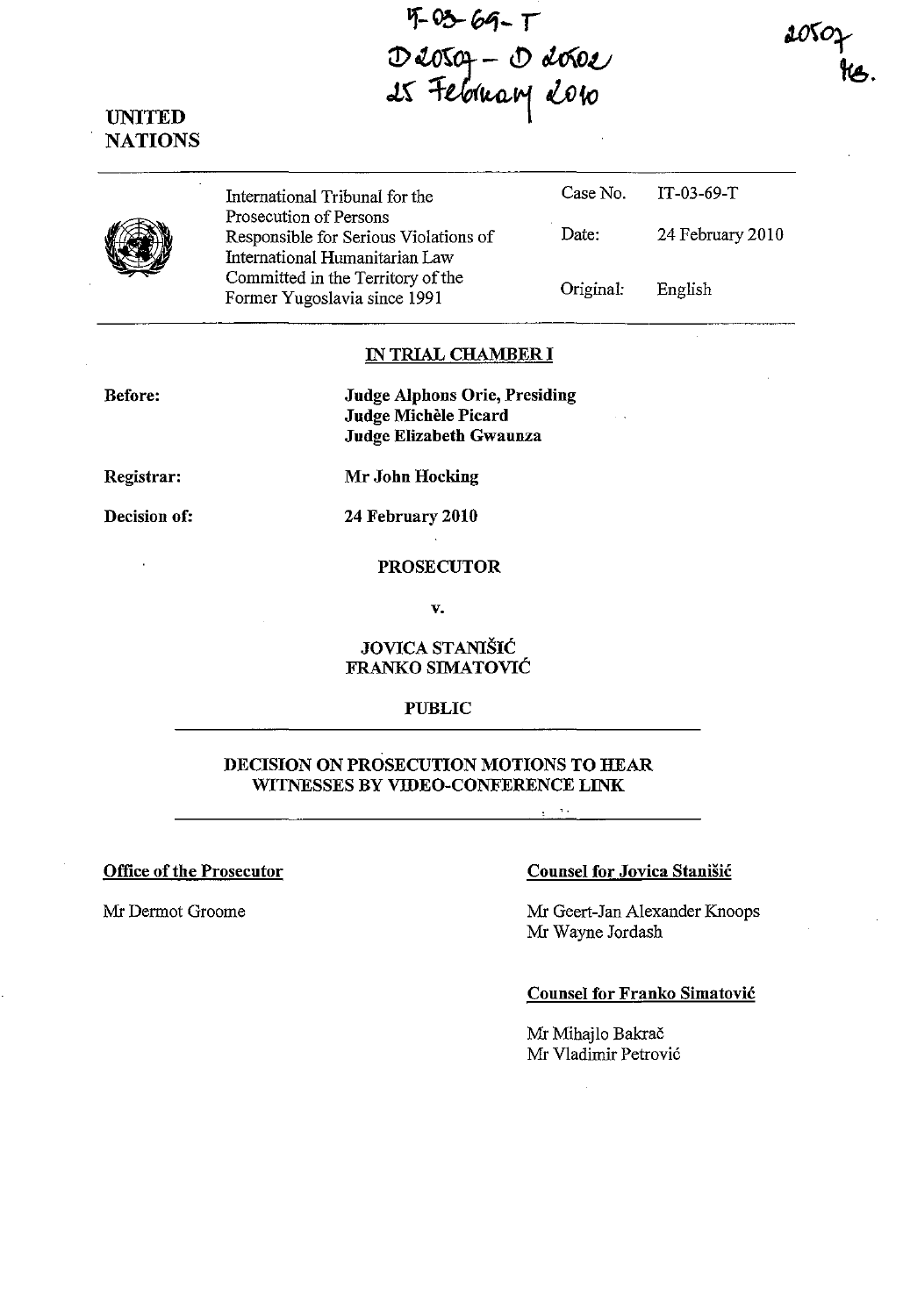IT-03-69-T
D20509 - D20502
25 February 2010

20507
MB.

UNITED NATIONS

| International Tribunal for the Prosecution of Persons Responsible for Serious Violations of International Humanitarian Law Committed in the Territory of the Former Yugoslavia since 1991 | Case No. | IT-03-69-T |
| --- | --- | --- |
| | Date: | 24 February 2010 |
| | Original: | English |

## IN TRIAL CHAMBER I

**Before:** Judge Alphons Orie, Presiding
Judge Michèle Picard
Judge Elizabeth Gwaunza

**Registrar:** Mr John Hocking

**Decision of:** 24 February 2010

**PROSECUTOR**

**v.**

**JOVICA STANIŠIĆ**
**FRANKO SIMATOVIĆ**

**PUBLIC**

## DECISION ON PROSECUTION MOTIONS TO HEAR WITNESSES BY VIDEO-CONFERENCE LINK

**Office of the Prosecutor**

Mr Dermot Groome

**Counsel for Jovica Stanišić**

Mr Geert-Jan Alexander Knoops
Mr Wayne Jordash

**Counsel for Franko Simatović**

Mr Mihajlo Bakrač
Mr Vladimir Petrović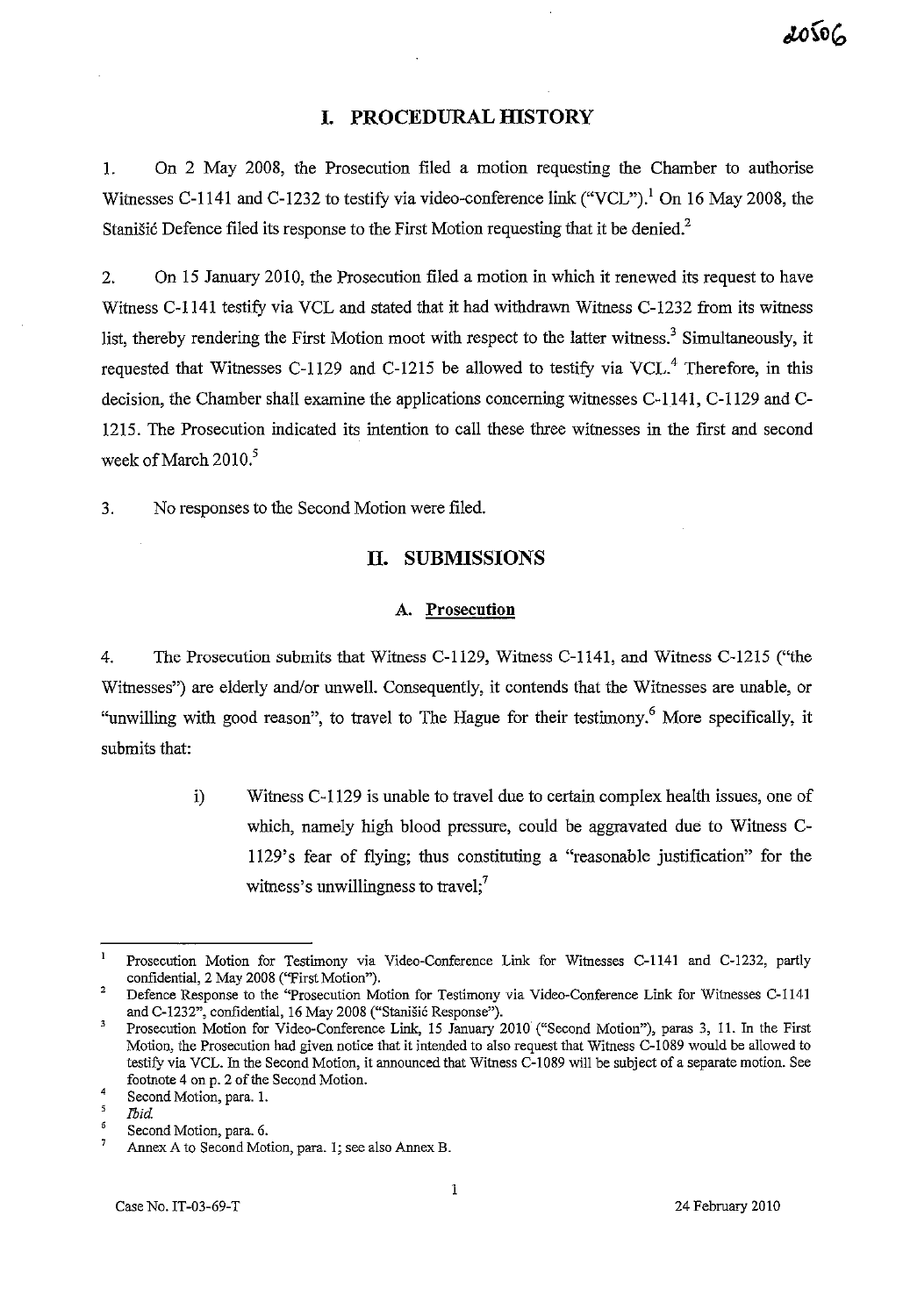# I. PROCEDURAL HISTORY

1. On 2 May 2008, the Prosecution filed a motion requesting the Chamber to authorise Witnesses C-1141 and C-1232 to testify via video-conference link ("VCL").[1] On 16 May 2008, the Stanišić Defence filed its response to the First Motion requesting that it be denied.[2]

2. On 15 January 2010, the Prosecution filed a motion in which it renewed its request to have Witness C-1141 testify via VCL and stated that it had withdrawn Witness C-1232 from its witness list, thereby rendering the First Motion moot with respect to the latter witness.[3] Simultaneously, it requested that Witnesses C-1129 and C-1215 be allowed to testify via VCL.[4] Therefore, in this decision, the Chamber shall examine the applications concerning witnesses C-1141, C-1129 and C-1215. The Prosecution indicated its intention to call these three witnesses in the first and second week of March 2010.[5]

3. No responses to the Second Motion were filed.

# II. SUBMISSIONS

## A. Prosecution

4. The Prosecution submits that Witness C-1129, Witness C-1141, and Witness C-1215 ("the Witnesses") are elderly and/or unwell. Consequently, it contends that the Witnesses are unable, or "unwilling with good reason", to travel to The Hague for their testimony.[6] More specifically, it submits that:

> i) Witness C-1129 is unable to travel due to certain complex health issues, one of which, namely high blood pressure, could be aggravated due to Witness C-1129's fear of flying; thus constituting a "reasonable justification" for the witness's unwillingness to travel;[7]

---

[1] Prosecution Motion for Testimony via Video-Conference Link for Witnesses C-1141 and C-1232, partly confidential, 2 May 2008 ("First Motion").

[2] Defence Response to the "Prosecution Motion for Testimony via Video-Conference Link for Witnesses C-1141 and C-1232", confidential, 16 May 2008 ("Stanišić Response").

[3] Prosecution Motion for Video-Conference Link, 15 January 2010 ("Second Motion"), paras 3, 11. In the First Motion, the Prosecution had given notice that it intended to also request that Witness C-1089 would be allowed to testify via VCL. In the Second Motion, it announced that Witness C-1089 will be subject of a separate motion. See footnote 4 on p. 2 of the Second Motion.

[4] Second Motion, para. 1.

[5] *Ibid.*

[6] Second Motion, para. 6.

[7] Annex A to Second Motion, para. 1; see also Annex B.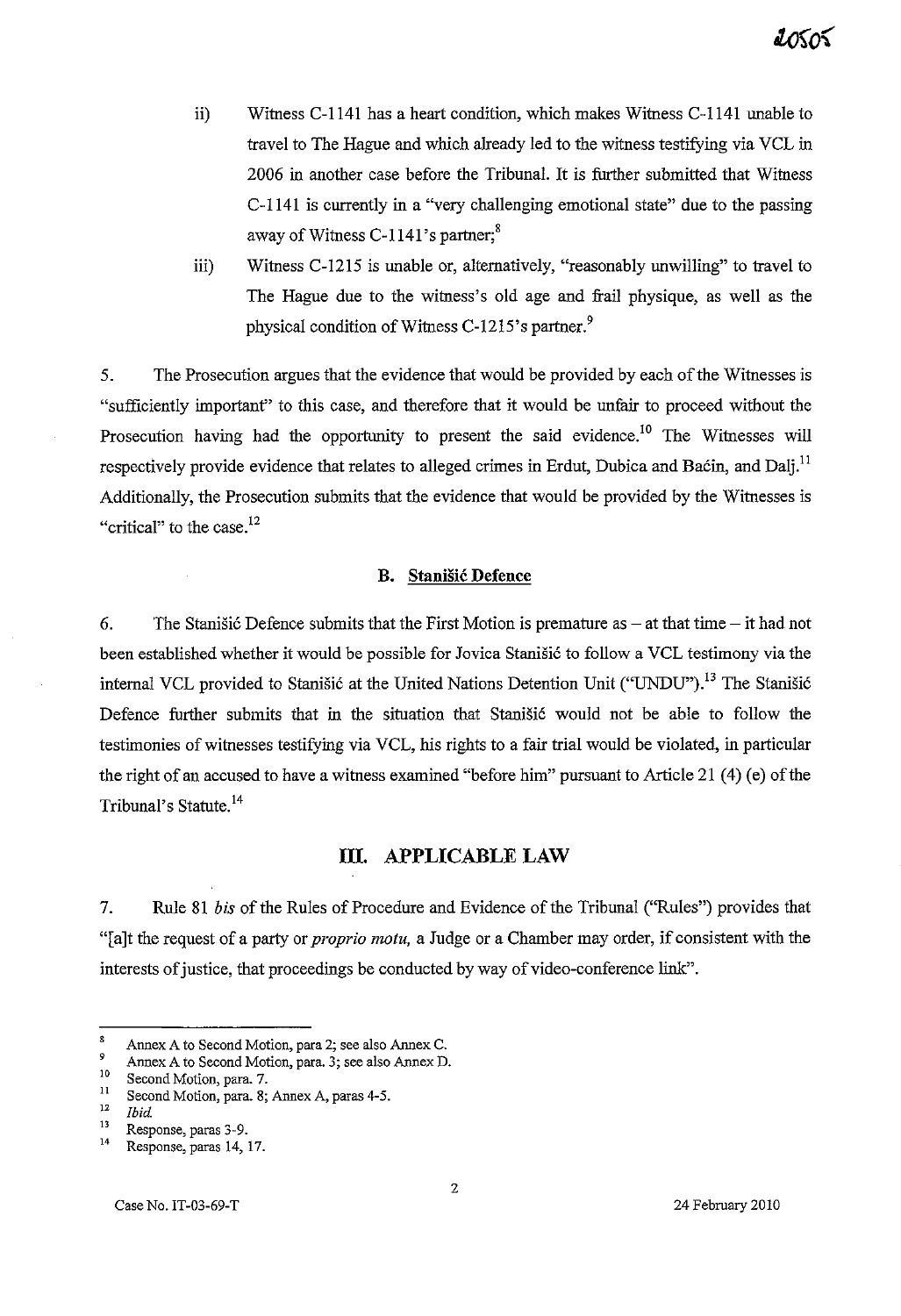ii) Witness C-1141 has a heart condition, which makes Witness C-1141 unable to travel to The Hague and which already led to the witness testifying via VCL in 2006 in another case before the Tribunal. It is further submitted that Witness C-1141 is currently in a "very challenging emotional state" due to the passing away of Witness C-1141's partner;[8]

iii) Witness C-1215 is unable or, alternatively, "reasonably unwilling" to travel to The Hague due to the witness's old age and frail physique, as well as the physical condition of Witness C-1215's partner.[9]

5. The Prosecution argues that the evidence that would be provided by each of the Witnesses is "sufficiently important" to this case, and therefore that it would be unfair to proceed without the Prosecution having had the opportunity to present the said evidence.[10] The Witnesses will respectively provide evidence that relates to alleged crimes in Erdut, Dubica and Baćin, and Dalj.[11] Additionally, the Prosecution submits that the evidence that would be provided by the Witnesses is "critical" to the case.[12]

### B. Stanišić Defence

6. The Stanišić Defence submits that the First Motion is premature as – at that time – it had not been established whether it would be possible for Jovica Stanišić to follow a VCL testimony via the internal VCL provided to Stanišić at the United Nations Detention Unit ("UNDU").[13] The Stanišić Defence further submits that in the situation that Stanišić would not be able to follow the testimonies of witnesses testifying via VCL, his rights to a fair trial would be violated, in particular the right of an accused to have a witness examined "before him" pursuant to Article 21 (4) (e) of the Tribunal's Statute.[14]

## III. APPLICABLE LAW

7. Rule 81 *bis* of the Rules of Procedure and Evidence of the Tribunal ("Rules") provides that "[a]t the request of a party or *proprio motu*, a Judge or a Chamber may order, if consistent with the interests of justice, that proceedings be conducted by way of video-conference link".

---

[8] Annex A to Second Motion, para 2; see also Annex C.
[9] Annex A to Second Motion, para. 3; see also Annex D.
[10] Second Motion, para. 7.
[11] Second Motion, para. 8; Annex A, paras 4-5.
[12] *Ibid.*
[13] Response, paras 3-9.
[14] Response, paras 14, 17.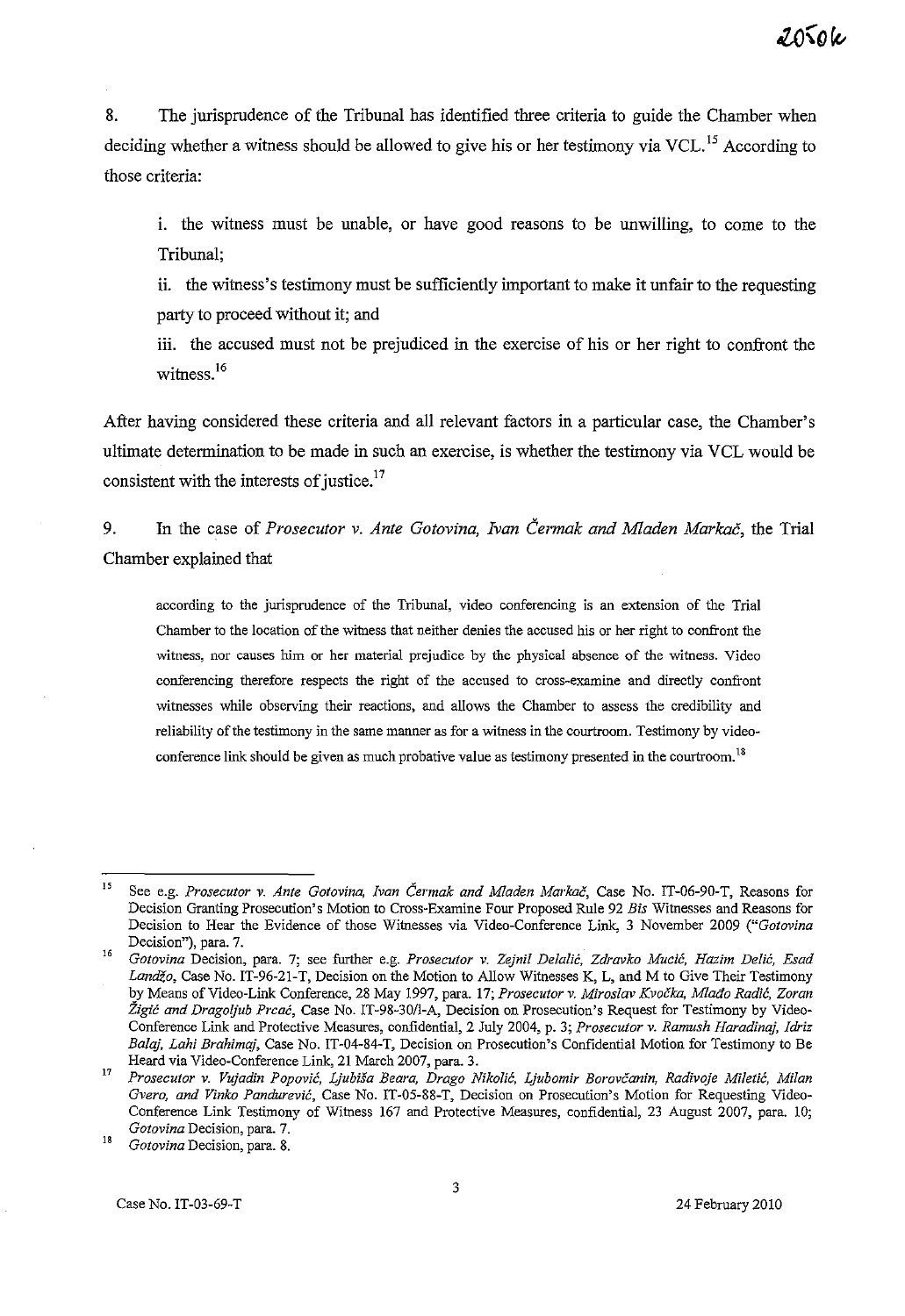8. The jurisprudence of the Tribunal has identified three criteria to guide the Chamber when deciding whether a witness should be allowed to give his or her testimony via VCL.[15] According to those criteria:

> i. the witness must be unable, or have good reasons to be unwilling, to come to the Tribunal;
>
> ii. the witness's testimony must be sufficiently important to make it unfair to the requesting party to proceed without it; and
>
> iii. the accused must not be prejudiced in the exercise of his or her right to confront the witness.[16]

After having considered these criteria and all relevant factors in a particular case, the Chamber's ultimate determination to be made in such an exercise, is whether the testimony via VCL would be consistent with the interests of justice.[17]

9. In the case of *Prosecutor v. Ante Gotovina, Ivan Čermak and Mladen Markač*, the Trial Chamber explained that

> according to the jurisprudence of the Tribunal, video conferencing is an extension of the Trial Chamber to the location of the witness that neither denies the accused his or her right to confront the witness, nor causes him or her material prejudice by the physical absence of the witness. Video conferencing therefore respects the right of the accused to cross-examine and directly confront witnesses while observing their reactions, and allows the Chamber to assess the credibility and reliability of the testimony in the same manner as for a witness in the courtroom. Testimony by video-conference link should be given as much probative value as testimony presented in the courtroom.[18]

---

[15] See e.g. *Prosecutor v. Ante Gotovina, Ivan Čermak and Mladen Markač*, Case No. IT-06-90-T, Reasons for Decision Granting Prosecution's Motion to Cross-Examine Four Proposed Rule 92 *Bis* Witnesses and Reasons for Decision to Hear the Evidence of those Witnesses via Video-Conference Link, 3 November 2009 ("*Gotovina* Decision"), para. 7.

[16] *Gotovina* Decision, para. 7; see further e.g. *Prosecutor v. Zejnil Delalić, Zdravko Mucić, Hazim Delić, Esad Landžo*, Case No. IT-96-21-T, Decision on the Motion to Allow Witnesses K, L, and M to Give Their Testimony by Means of Video-Link Conference, 28 May 1997, para. 17; *Prosecutor v. Miroslav Kvočka, Mlađo Radić, Zoran Žigić and Dragoljub Prcać*, Case No. IT-98-30/1-A, Decision on Prosecution's Request for Testimony by Video-Conference Link and Protective Measures, confidential, 2 July 2004, p. 3; *Prosecutor v. Ramush Haradinaj, Idriz Balaj, Lahi Brahimaj*, Case No. IT-04-84-T, Decision on Prosecution's Confidential Motion for Testimony to Be Heard via Video-Conference Link, 21 March 2007, para. 3.

[17] *Prosecutor v. Vujadin Popović, Ljubiša Beara, Drago Nikolić, Ljubomir Borovčanin, Radivoje Miletić, Milan Gvero, and Vinko Pandurević*, Case No. IT-05-88-T, Decision on Prosecution's Motion for Requesting Video-Conference Link Testimony of Witness 167 and Protective Measures, confidential, 23 August 2007, para. 10; *Gotovina* Decision, para. 7.

[18] *Gotovina* Decision, para. 8.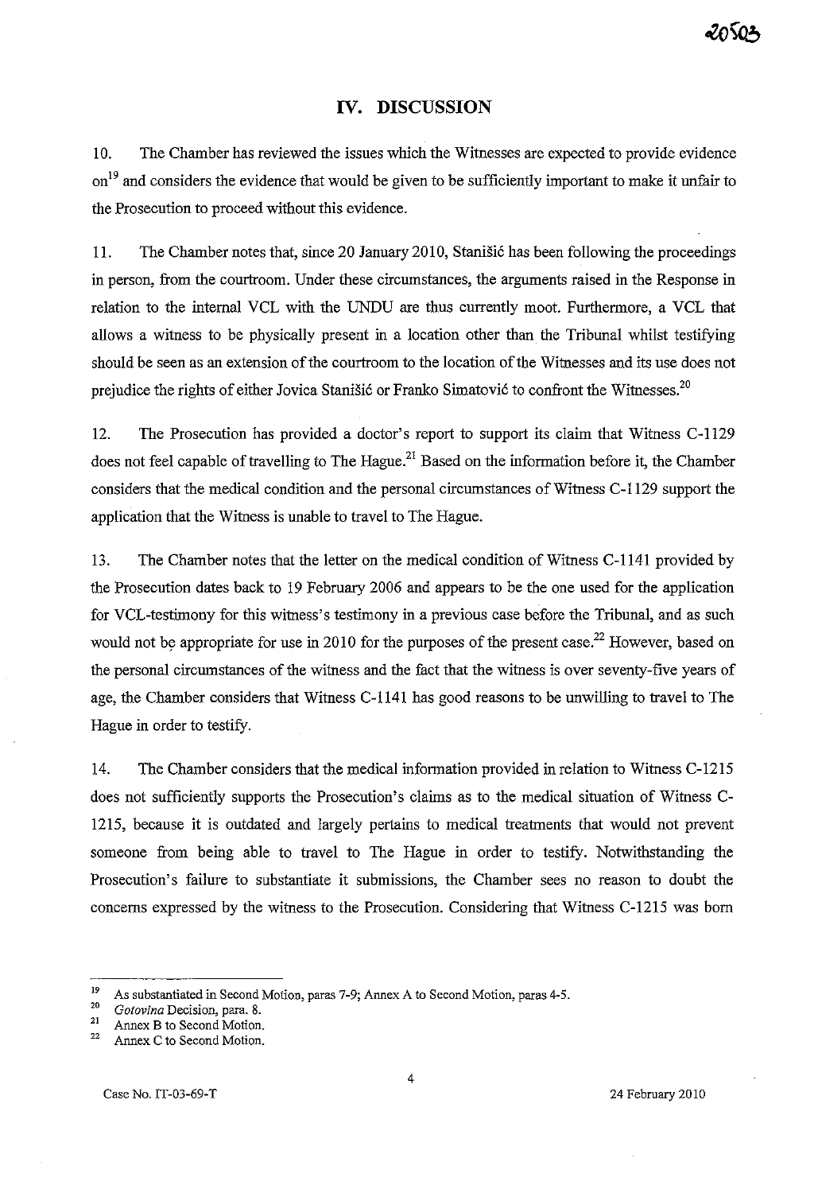## IV. DISCUSSION

10. The Chamber has reviewed the issues which the Witnesses are expected to provide evidence on[19] and considers the evidence that would be given to be sufficiently important to make it unfair to the Prosecution to proceed without this evidence.

11. The Chamber notes that, since 20 January 2010, Stanišić has been following the proceedings in person, from the courtroom. Under these circumstances, the arguments raised in the Response in relation to the internal VCL with the UNDU are thus currently moot. Furthermore, a VCL that allows a witness to be physically present in a location other than the Tribunal whilst testifying should be seen as an extension of the courtroom to the location of the Witnesses and its use does not prejudice the rights of either Jovica Stanišić or Franko Simatović to confront the Witnesses.[20]

12. The Prosecution has provided a doctor's report to support its claim that Witness C-1129 does not feel capable of travelling to The Hague.[21] Based on the information before it, the Chamber considers that the medical condition and the personal circumstances of Witness C-1129 support the application that the Witness is unable to travel to The Hague.

13. The Chamber notes that the letter on the medical condition of Witness C-1141 provided by the Prosecution dates back to 19 February 2006 and appears to be the one used for the application for VCL-testimony for this witness's testimony in a previous case before the Tribunal, and as such would not be appropriate for use in 2010 for the purposes of the present case.[22] However, based on the personal circumstances of the witness and the fact that the witness is over seventy-five years of age, the Chamber considers that Witness C-1141 has good reasons to be unwilling to travel to The Hague in order to testify.

14. The Chamber considers that the medical information provided in relation to Witness C-1215 does not sufficiently supports the Prosecution's claims as to the medical situation of Witness C-1215, because it is outdated and largely pertains to medical treatments that would not prevent someone from being able to travel to The Hague in order to testify. Notwithstanding the Prosecution's failure to substantiate it submissions, the Chamber sees no reason to doubt the concerns expressed by the witness to the Prosecution. Considering that Witness C-1215 was born

---

[19] As substantiated in Second Motion, paras 7-9; Annex A to Second Motion, paras 4-5.

[20] *Gotovina* Decision, para. 8.

[21] Annex B to Second Motion.

[22] Annex C to Second Motion.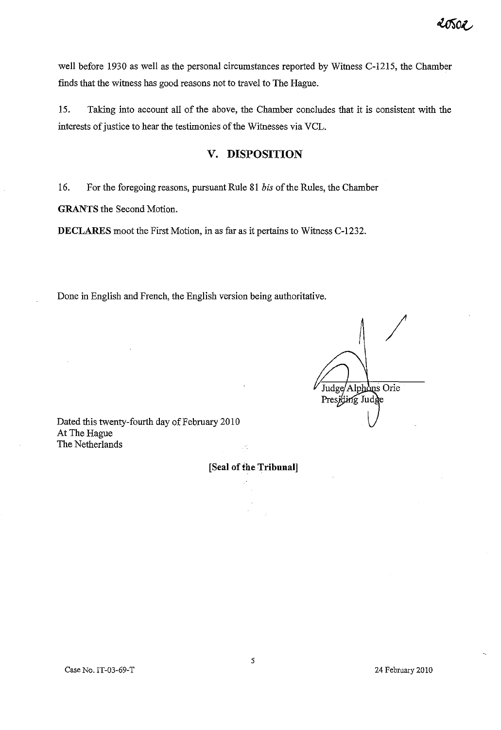well before 1930 as well as the personal circumstances reported by Witness C-1215, the Chamber finds that the witness has good reasons not to travel to The Hague.

15. Taking into account all of the above, the Chamber concludes that it is consistent with the interests of justice to hear the testimonies of the Witnesses via VCL.

## V. DISPOSITION

16. For the foregoing reasons, pursuant Rule 81 *bis* of the Rules, the Chamber

**GRANTS** the Second Motion.

**DECLARES** moot the First Motion, in as far as it pertains to Witness C-1232.

Done in English and French, the English version being authoritative.

Judge Alphons Orie
Presiding Judge

Dated this twenty-fourth day of February 2010
At The Hague
The Netherlands

**[Seal of the Tribunal]**